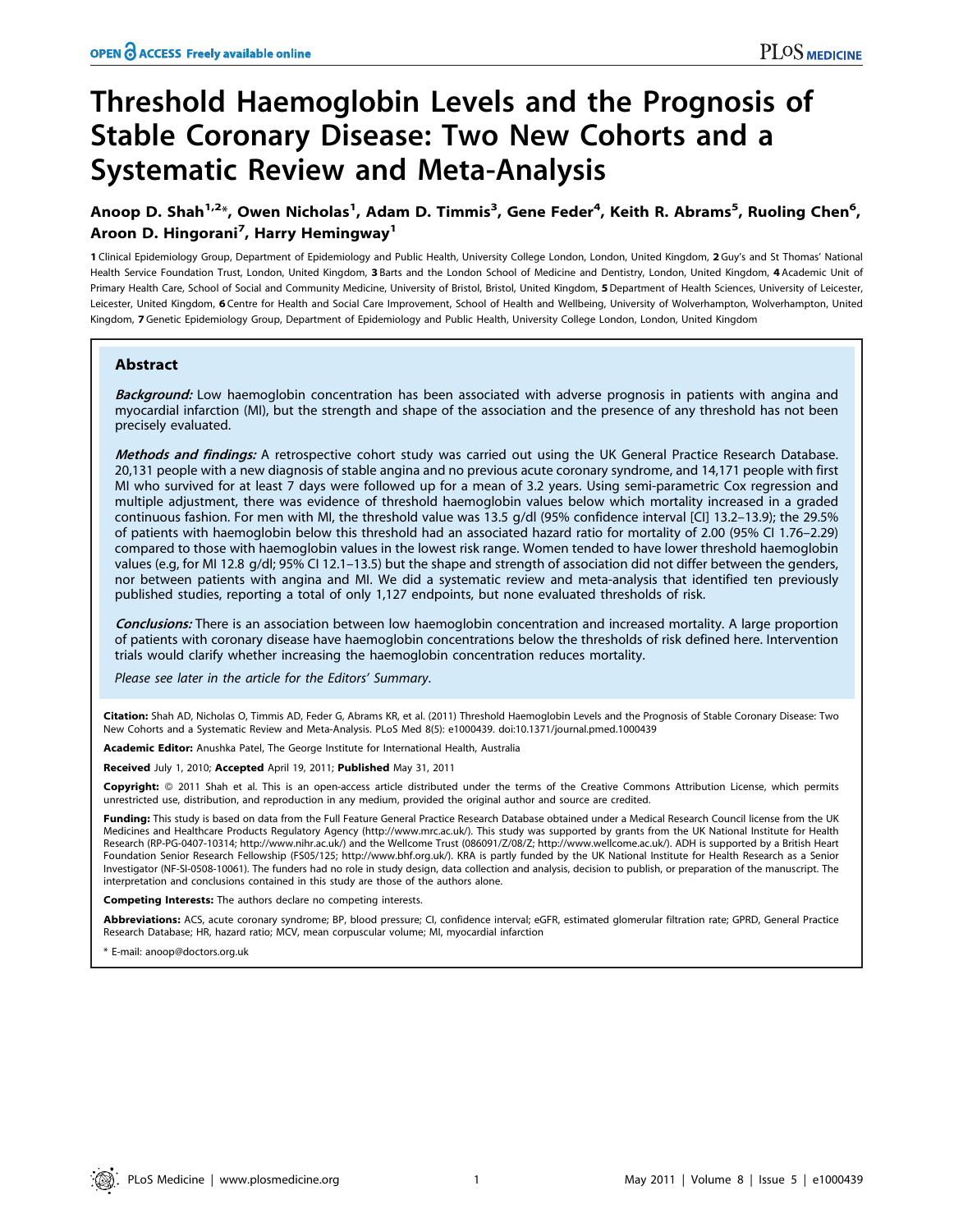# Threshold Haemoglobin Levels and the Prognosis of Stable Coronary Disease: Two New Cohorts and a Systematic Review and Meta-Analysis

**Anoop D. Shah[1,2]*, Owen Nicholas[1], Adam D. Timmis[3], Gene Feder[4], Keith R. Abrams[5], Ruoling Chen[6], Aroon D. Hingorani[7], Harry Hemingway[1]**

1 Clinical Epidemiology Group, Department of Epidemiology and Public Health, University College London, London, United Kingdom, 2 Guy's and St Thomas' National Health Service Foundation Trust, London, United Kingdom, 3 Barts and the London School of Medicine and Dentistry, London, United Kingdom, 4 Academic Unit of Primary Health Care, School of Social and Community Medicine, University of Bristol, Bristol, United Kingdom, 5 Department of Health Sciences, University of Leicester, Leicester, United Kingdom, 6 Centre for Health and Social Care Improvement, School of Health and Wellbeing, University of Wolverhampton, Wolverhampton, United Kingdom, 7 Genetic Epidemiology Group, Department of Epidemiology and Public Health, University College London, London, United Kingdom

## Abstract

***Background:*** Low haemoglobin concentration has been associated with adverse prognosis in patients with angina and myocardial infarction (MI), but the strength and shape of the association and the presence of any threshold has not been precisely evaluated.

***Methods and findings:*** A retrospective cohort study was carried out using the UK General Practice Research Database. 20,131 people with a new diagnosis of stable angina and no previous acute coronary syndrome, and 14,171 people with first MI who survived for at least 7 days were followed up for a mean of 3.2 years. Using semi-parametric Cox regression and multiple adjustment, there was evidence of threshold haemoglobin values below which mortality increased in a graded continuous fashion. For men with MI, the threshold value was 13.5 g/dl (95% confidence interval [CI] 13.2–13.9); the 29.5% of patients with haemoglobin below this threshold had an associated hazard ratio for mortality of 2.00 (95% CI 1.76–2.29) compared to those with haemoglobin values in the lowest risk range. Women tended to have lower threshold haemoglobin values (e.g, for MI 12.8 g/dl; 95% CI 12.1–13.5) but the shape and strength of association did not differ between the genders, nor between patients with angina and MI. We did a systematic review and meta-analysis that identified ten previously published studies, reporting a total of only 1,127 endpoints, but none evaluated thresholds of risk.

***Conclusions:*** There is an association between low haemoglobin concentration and increased mortality. A large proportion of patients with coronary disease have haemoglobin concentrations below the thresholds of risk defined here. Intervention trials would clarify whether increasing the haemoglobin concentration reduces mortality.

*Please see later in the article for the Editors' Summary.*

**Citation:** Shah AD, Nicholas O, Timmis AD, Feder G, Abrams KR, et al. (2011) Threshold Haemoglobin Levels and the Prognosis of Stable Coronary Disease: Two New Cohorts and a Systematic Review and Meta-Analysis. PLoS Med 8(5): e1000439. doi:10.1371/journal.pmed.1000439

**Academic Editor:** Anushka Patel, The George Institute for International Health, Australia

**Received** July 1, 2010; **Accepted** April 19, 2011; **Published** May 31, 2011

**Copyright:** © 2011 Shah et al. This is an open-access article distributed under the terms of the Creative Commons Attribution License, which permits unrestricted use, distribution, and reproduction in any medium, provided the original author and source are credited.

**Funding:** This study is based on data from the Full Feature General Practice Research Database obtained under a Medical Research Council license from the UK Medicines and Healthcare Products Regulatory Agency (http://www.mrc.ac.uk/). This study was supported by grants from the UK National Institute for Health Research (RP-PG-0407-10314; http://www.nihr.ac.uk/) and the Wellcome Trust (086091/Z/08/Z; http://www.wellcome.ac.uk/). ADH is supported by a British Heart Foundation Senior Research Fellowship (FS05/125; http://www.bhf.org.uk/). KRA is partly funded by the UK National Institute for Health Research as a Senior Investigator (NF-SI-0508-10061). The funders had no role in study design, data collection and analysis, decision to publish, or preparation of the manuscript. The interpretation and conclusions contained in this study are those of the authors alone.

**Competing Interests:** The authors declare no competing interests.

**Abbreviations:** ACS, acute coronary syndrome; BP, blood pressure; CI, confidence interval; eGFR, estimated glomerular filtration rate; GPRD, General Practice Research Database; HR, hazard ratio; MCV, mean corpuscular volume; MI, myocardial infarction

* E-mail: anoop@doctors.org.uk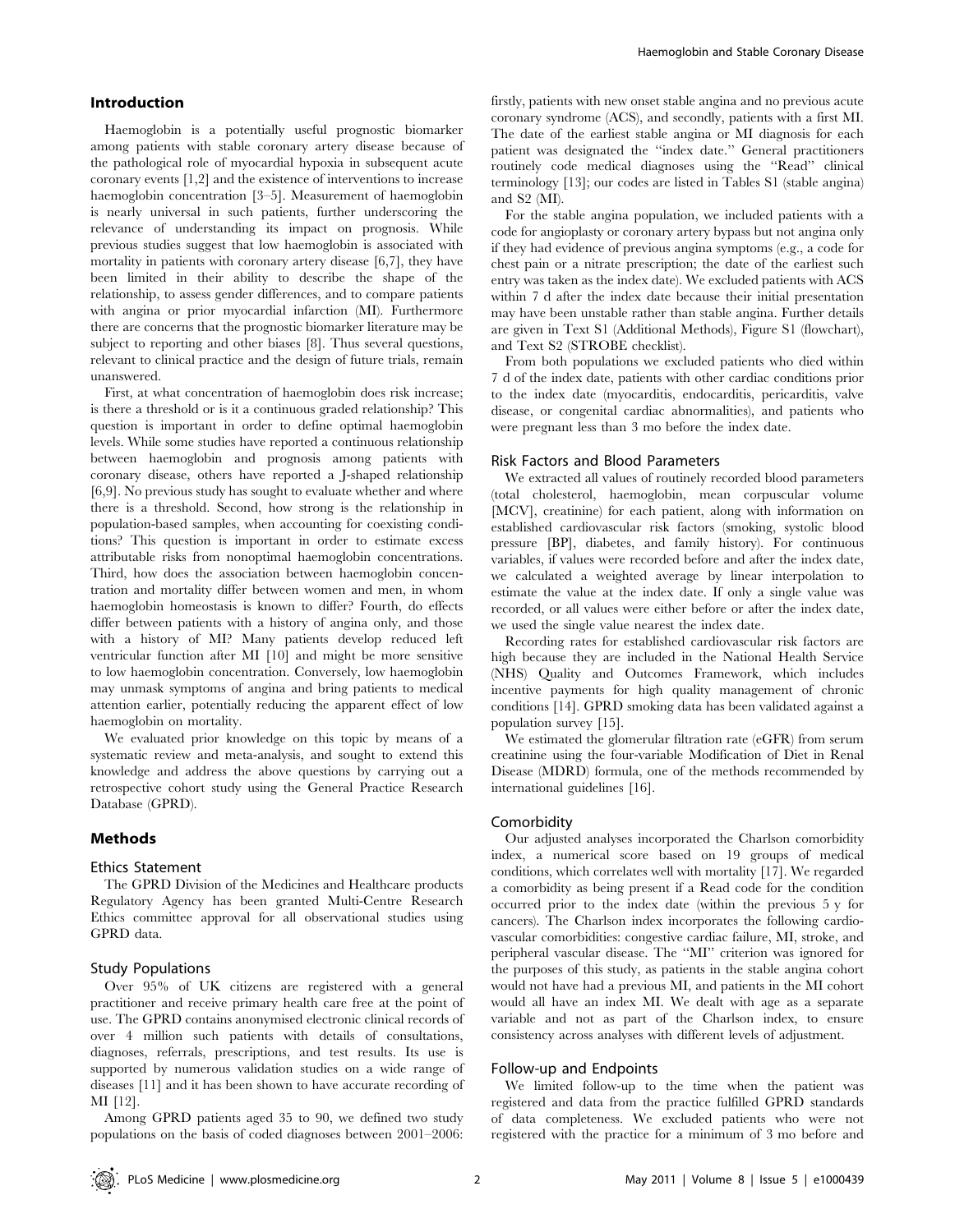## Introduction

Haemoglobin is a potentially useful prognostic biomarker among patients with stable coronary artery disease because of the pathological role of myocardial hypoxia in subsequent acute coronary events [1,2] and the existence of interventions to increase haemoglobin concentration [3–5]. Measurement of haemoglobin is nearly universal in such patients, further underscoring the relevance of understanding its impact on prognosis. While previous studies suggest that low haemoglobin is associated with mortality in patients with coronary artery disease [6,7], they have been limited in their ability to describe the shape of the relationship, to assess gender differences, and to compare patients with angina or prior myocardial infarction (MI). Furthermore there are concerns that the prognostic biomarker literature may be subject to reporting and other biases [8]. Thus several questions, relevant to clinical practice and the design of future trials, remain unanswered.

First, at what concentration of haemoglobin does risk increase; is there a threshold or is it a continuous graded relationship? This question is important in order to define optimal haemoglobin levels. While some studies have reported a continuous relationship between haemoglobin and prognosis among patients with coronary disease, others have reported a J-shaped relationship [6,9]. No previous study has sought to evaluate whether and where there is a threshold. Second, how strong is the relationship in population-based samples, when accounting for coexisting conditions? This question is important in order to estimate excess attributable risks from nonoptimal haemoglobin concentrations. Third, how does the association between haemoglobin concentration and mortality differ between women and men, in whom haemoglobin homeostasis is known to differ? Fourth, do effects differ between patients with a history of angina only, and those with a history of MI? Many patients develop reduced left ventricular function after MI [10] and might be more sensitive to low haemoglobin concentration. Conversely, low haemoglobin may unmask symptoms of angina and bring patients to medical attention earlier, potentially reducing the apparent effect of low haemoglobin on mortality.

We evaluated prior knowledge on this topic by means of a systematic review and meta-analysis, and sought to extend this knowledge and address the above questions by carrying out a retrospective cohort study using the General Practice Research Database (GPRD).

## Methods

### Ethics Statement

The GPRD Division of the Medicines and Healthcare products Regulatory Agency has been granted Multi-Centre Research Ethics committee approval for all observational studies using GPRD data.

### Study Populations

Over 95% of UK citizens are registered with a general practitioner and receive primary health care free at the point of use. The GPRD contains anonymised electronic clinical records of over 4 million such patients with details of consultations, diagnoses, referrals, prescriptions, and test results. Its use is supported by numerous validation studies on a wide range of diseases [11] and it has been shown to have accurate recording of MI [12].

Among GPRD patients aged 35 to 90, we defined two study populations on the basis of coded diagnoses between 2001–2006: firstly, patients with new onset stable angina and no previous acute coronary syndrome (ACS), and secondly, patients with a first MI. The date of the earliest stable angina or MI diagnosis for each patient was designated the "index date." General practitioners routinely code medical diagnoses using the "Read" clinical terminology [13]; our codes are listed in Tables S1 (stable angina) and S2 (MI).

For the stable angina population, we included patients with a code for angioplasty or coronary artery bypass but not angina only if they had evidence of previous angina symptoms (e.g., a code for chest pain or a nitrate prescription; the date of the earliest such entry was taken as the index date). We excluded patients with ACS within 7 d after the index date because their initial presentation may have been unstable rather than stable angina. Further details are given in Text S1 (Additional Methods), Figure S1 (flowchart), and Text S2 (STROBE checklist).

From both populations we excluded patients who died within 7 d of the index date, patients with other cardiac conditions prior to the index date (myocarditis, endocarditis, pericarditis, valve disease, or congenital cardiac abnormalities), and patients who were pregnant less than 3 mo before the index date.

### Risk Factors and Blood Parameters

We extracted all values of routinely recorded blood parameters (total cholesterol, haemoglobin, mean corpuscular volume [MCV], creatinine) for each patient, along with information on established cardiovascular risk factors (smoking, systolic blood pressure [BP], diabetes, and family history). For continuous variables, if values were recorded before and after the index date, we calculated a weighted average by linear interpolation to estimate the value at the index date. If only a single value was recorded, or all values were either before or after the index date, we used the single value nearest the index date.

Recording rates for established cardiovascular risk factors are high because they are included in the National Health Service (NHS) Quality and Outcomes Framework, which includes incentive payments for high quality management of chronic conditions [14]. GPRD smoking data has been validated against a population survey [15].

We estimated the glomerular filtration rate (eGFR) from serum creatinine using the four-variable Modification of Diet in Renal Disease (MDRD) formula, one of the methods recommended by international guidelines [16].

### Comorbidity

Our adjusted analyses incorporated the Charlson comorbidity index, a numerical score based on 19 groups of medical conditions, which correlates well with mortality [17]. We regarded a comorbidity as being present if a Read code for the condition occurred prior to the index date (within the previous 5 y for cancers). The Charlson index incorporates the following cardiovascular comorbidities: congestive cardiac failure, MI, stroke, and peripheral vascular disease. The "MI" criterion was ignored for the purposes of this study, as patients in the stable angina cohort would not have had a previous MI, and patients in the MI cohort would all have an index MI. We dealt with age as a separate variable and not as part of the Charlson index, to ensure consistency across analyses with different levels of adjustment.

### Follow-up and Endpoints

We limited follow-up to the time when the patient was registered and data from the practice fulfilled GPRD standards of data completeness. We excluded patients who were not registered with the practice for a minimum of 3 mo before and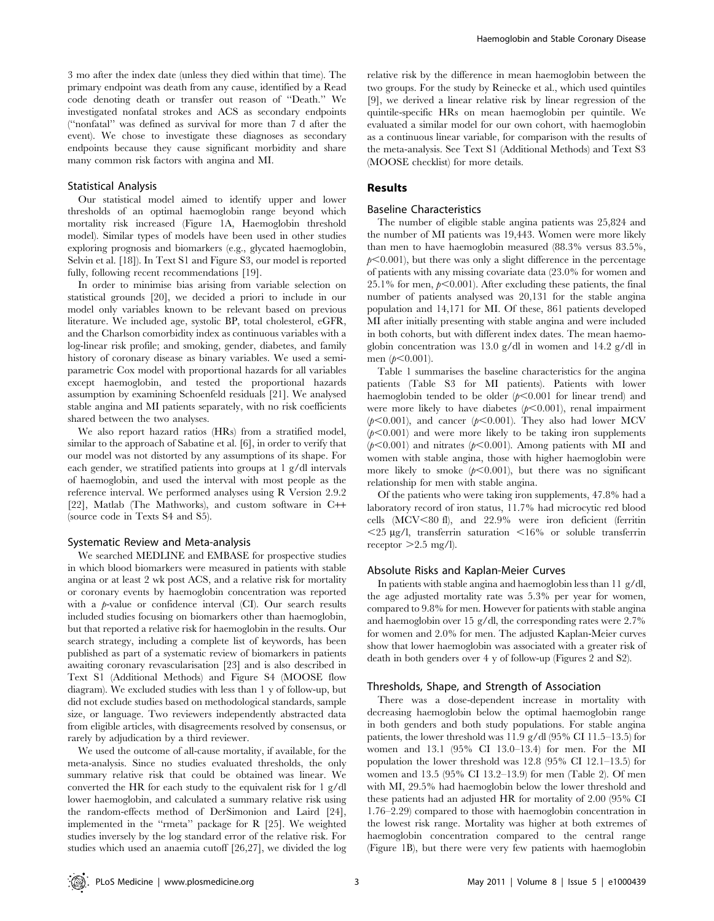3 mo after the index date (unless they died within that time). The primary endpoint was death from any cause, identified by a Read code denoting death or transfer out reason of "Death." We investigated nonfatal strokes and ACS as secondary endpoints ("nonfatal" was defined as survival for more than 7 d after the event). We chose to investigate these diagnoses as secondary endpoints because they cause significant morbidity and share many common risk factors with angina and MI.

### Statistical Analysis

Our statistical model aimed to identify upper and lower thresholds of an optimal haemoglobin range beyond which mortality risk increased (Figure 1A, Haemoglobin threshold model). Similar types of models have been used in other studies exploring prognosis and biomarkers (e.g., glycated haemoglobin, Selvin et al. [18]). In Text S1 and Figure S3, our model is reported fully, following recent recommendations [19].

In order to minimise bias arising from variable selection on statistical grounds [20], we decided a priori to include in our model only variables known to be relevant based on previous literature. We included age, systolic BP, total cholesterol, eGFR, and the Charlson comorbidity index as continuous variables with a log-linear risk profile; and smoking, gender, diabetes, and family history of coronary disease as binary variables. We used a semi-parametric Cox model with proportional hazards for all variables except haemoglobin, and tested the proportional hazards assumption by examining Schoenfeld residuals [21]. We analysed stable angina and MI patients separately, with no risk coefficients shared between the two analyses.

We also report hazard ratios (HRs) from a stratified model, similar to the approach of Sabatine et al. [6], in order to verify that our model was not distorted by any assumptions of its shape. For each gender, we stratified patients into groups at 1 g/dl intervals of haemoglobin, and used the interval with most people as the reference interval. We performed analyses using R Version 2.9.2 [22], Matlab (The Mathworks), and custom software in C++ (source code in Texts S4 and S5).

### Systematic Review and Meta-analysis

We searched MEDLINE and EMBASE for prospective studies in which blood biomarkers were measured in patients with stable angina or at least 2 wk post ACS, and a relative risk for mortality or coronary events by haemoglobin concentration was reported with a *p*-value or confidence interval (CI). Our search results included studies focusing on biomarkers other than haemoglobin, but that reported a relative risk for haemoglobin in the results. Our search strategy, including a complete list of keywords, has been published as part of a systematic review of biomarkers in patients awaiting coronary revascularisation [23] and is also described in Text S1 (Additional Methods) and Figure S4 (MOOSE flow diagram). We excluded studies with less than 1 y of follow-up, but did not exclude studies based on methodological standards, sample size, or language. Two reviewers independently abstracted data from eligible articles, with disagreements resolved by consensus, or rarely by adjudication by a third reviewer.

We used the outcome of all-cause mortality, if available, for the meta-analysis. Since no studies evaluated thresholds, the only summary relative risk that could be obtained was linear. We converted the HR for each study to the equivalent risk for 1 g/dl lower haemoglobin, and calculated a summary relative risk using the random-effects method of DerSimonion and Laird [24], implemented in the "rmeta" package for R [25]. We weighted studies inversely by the log standard error of the relative risk. For studies which used an anaemia cutoff [26,27], we divided the log relative risk by the difference in mean haemoglobin between the two groups. For the study by Reinecke et al., which used quintiles [9], we derived a linear relative risk by linear regression of the quintile-specific HRs on mean haemoglobin per quintile. We evaluated a similar model for our own cohort, with haemoglobin as a continuous linear variable, for comparison with the results of the meta-analysis. See Text S1 (Additional Methods) and Text S3 (MOOSE checklist) for more details.

## Results

### Baseline Characteristics

The number of eligible stable angina patients was 25,824 and the number of MI patients was 19,443. Women were more likely than men to have haemoglobin measured (88.3% versus 83.5%, $p<0.001$), but there was only a slight difference in the percentage of patients with any missing covariate data (23.0% for women and 25.1% for men, $p<0.001$). After excluding these patients, the final number of patients analysed was 20,131 for the stable angina population and 14,171 for MI. Of these, 861 patients developed MI after initially presenting with stable angina and were included in both cohorts, but with different index dates. The mean haemoglobin concentration was 13.0 g/dl in women and 14.2 g/dl in men ($p<0.001$).

Table 1 summarises the baseline characteristics for the angina patients (Table S3 for MI patients). Patients with lower haemoglobin tended to be older ($p<0.001$ for linear trend) and were more likely to have diabetes ($p<0.001$), renal impairment ($p<0.001$), and cancer ($p<0.001$). They also had lower MCV ($p<0.001$) and were more likely to be taking iron supplements ($p<0.001$) and nitrates ($p<0.001$). Among patients with MI and women with stable angina, those with higher haemoglobin were more likely to smoke ($p<0.001$), but there was no significant relationship for men with stable angina.

Of the patients who were taking iron supplements, 47.8% had a laboratory record of iron status, 11.7% had microcytic red blood cells (MCV<80 fl), and 22.9% were iron deficient (ferritin <25 µg/l, transferrin saturation <16% or soluble transferrin receptor >2.5 mg/l).

### Absolute Risks and Kaplan-Meier Curves

In patients with stable angina and haemoglobin less than 11 g/dl, the age adjusted mortality rate was 5.3% per year for women, compared to 9.8% for men. However for patients with stable angina and haemoglobin over 15 g/dl, the corresponding rates were 2.7% for women and 2.0% for men. The adjusted Kaplan-Meier curves show that lower haemoglobin was associated with a greater risk of death in both genders over 4 y of follow-up (Figures 2 and S2).

### Thresholds, Shape, and Strength of Association

There was a dose-dependent increase in mortality with decreasing haemoglobin below the optimal haemoglobin range in both genders and both study populations. For stable angina patients, the lower threshold was 11.9 g/dl (95% CI 11.5–13.5) for women and 13.1 (95% CI 13.0–13.4) for men. For the MI population the lower threshold was 12.8 (95% CI 12.1–13.5) for women and 13.5 (95% CI 13.2–13.9) for men (Table 2). Of men with MI, 29.5% had haemoglobin below the lower threshold and these patients had an adjusted HR for mortality of 2.00 (95% CI 1.76–2.29) compared to those with haemoglobin concentration in the lowest risk range. Mortality was higher at both extremes of haemoglobin concentration compared to the central range (Figure 1B), but there were very few patients with haemoglobin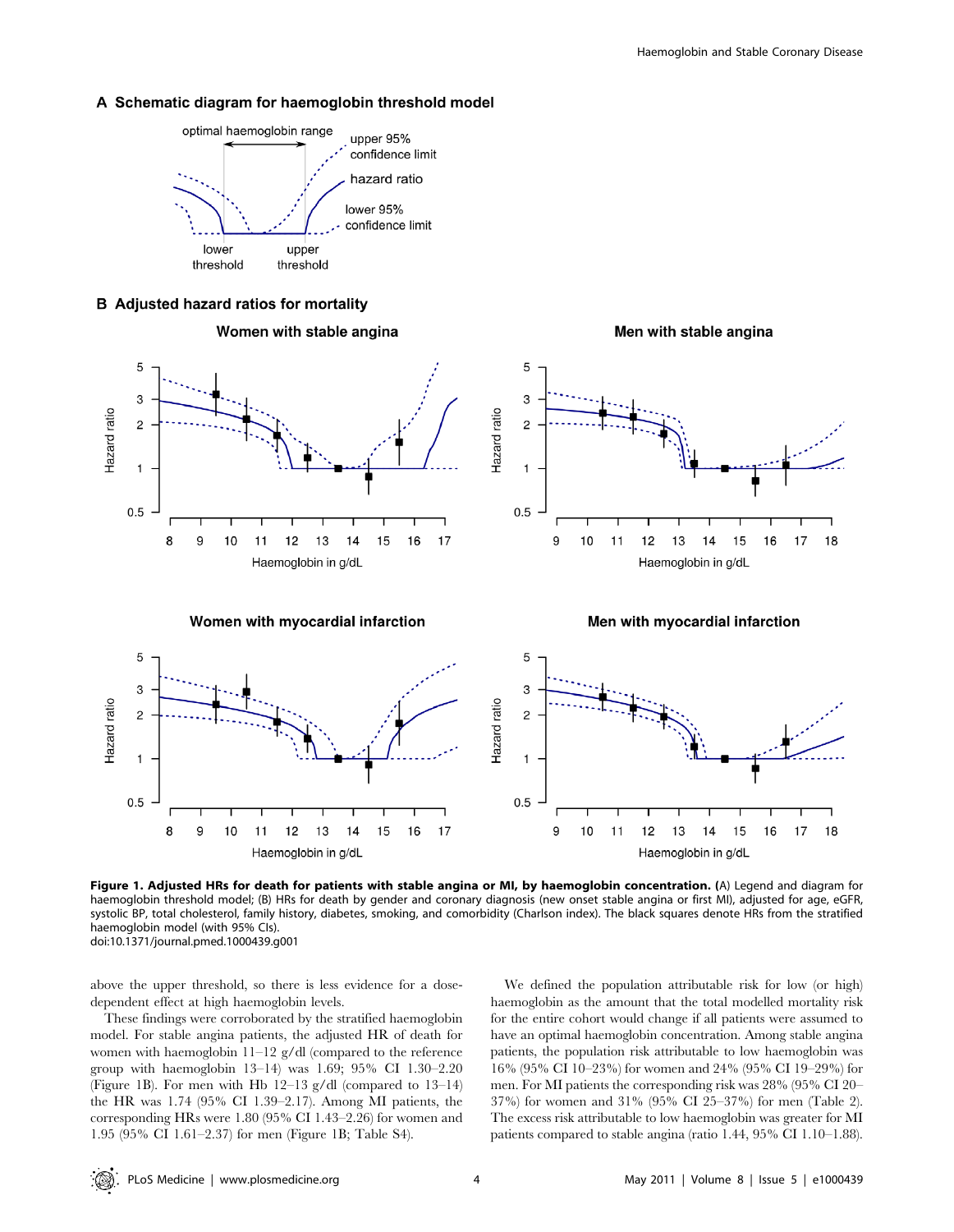**Figure 1. Adjusted HRs for death for patients with stable angina or MI, by haemoglobin concentration.** (A) Legend and diagram for haemoglobin threshold model; (B) HRs for death by gender and coronary diagnosis (new onset stable angina or first MI), adjusted for age, eGFR, systolic BP, total cholesterol, family history, diabetes, smoking, and comorbidity (Charlson index). The black squares denote HRs from the stratified haemoglobin model (with 95% CIs).
doi:10.1371/journal.pmed.1000439.g001

above the upper threshold, so there is less evidence for a dose-dependent effect at high haemoglobin levels.

These findings were corroborated by the stratified haemoglobin model. For stable angina patients, the adjusted HR of death for women with haemoglobin 11–12 g/dl (compared to the reference group with haemoglobin 13–14) was 1.69; 95% CI 1.30–2.20 (Figure 1B). For men with Hb 12–13 g/dl (compared to 13–14) the HR was 1.74 (95% CI 1.39–2.17). Among MI patients, the corresponding HRs were 1.80 (95% CI 1.43–2.26) for women and 1.95 (95% CI 1.61–2.37) for men (Figure 1B; Table S4).

We defined the population attributable risk for low (or high) haemoglobin as the amount that the total modelled mortality risk for the entire cohort would change if all patients were assumed to have an optimal haemoglobin concentration. Among stable angina patients, the population risk attributable to low haemoglobin was 16% (95% CI 10–23%) for women and 24% (95% CI 19–29%) for men. For MI patients the corresponding risk was 28% (95% CI 20–37%) for women and 31% (95% CI 25–37%) for men (Table 2). The excess risk attributable to low haemoglobin was greater for MI patients compared to stable angina (ratio 1.44, 95% CI 1.10–1.88).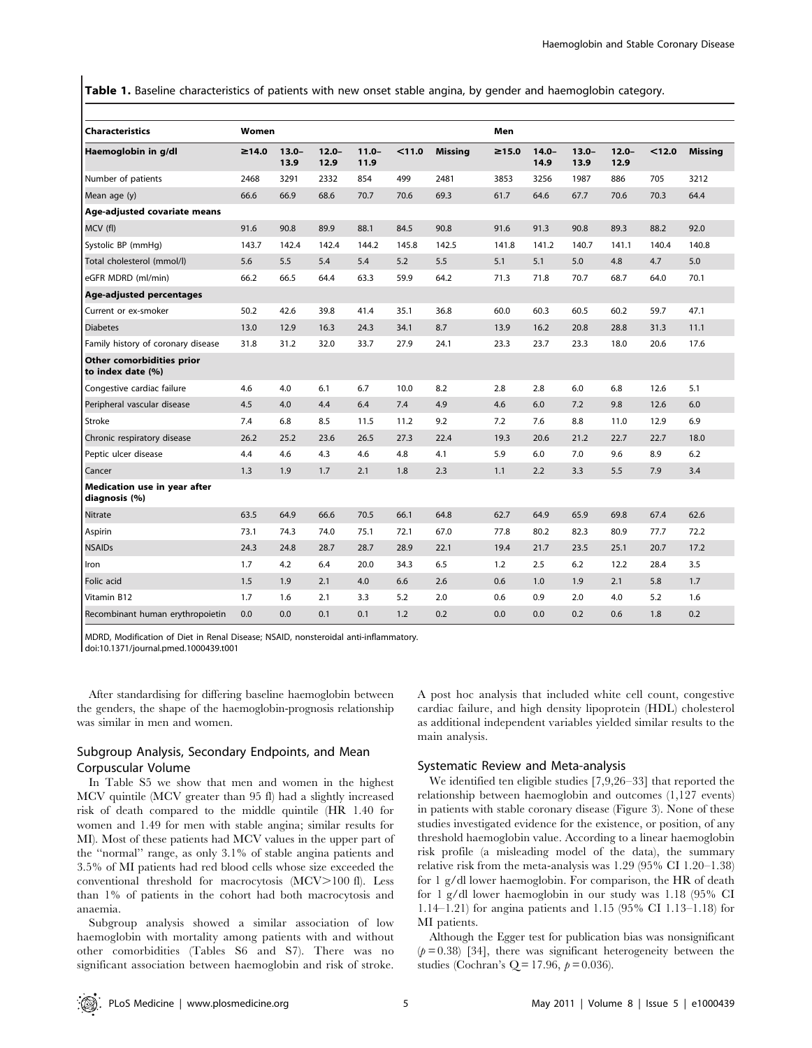**Table 1.** Baseline characteristics of patients with new onset stable angina, by gender and haemoglobin category.

| Characteristics | Women | | | | | | Men | | | | | |
|---|---|---|---|---|---|---|---|---|---|---|---|---|
| **Haemoglobin in g/dl** | **≥14.0** | **13.0–13.9** | **12.0–12.9** | **11.0–11.9** | **<11.0** | **Missing** | **≥15.0** | **14.0–14.9** | **13.0–13.9** | **12.0–12.9** | **<12.0** | **Missing** |
| Number of patients | 2468 | 3291 | 2332 | 854 | 499 | 2481 | 3853 | 3256 | 1987 | 886 | 705 | 3212 |
| Mean age (y) | 66.6 | 66.9 | 68.6 | 70.7 | 70.6 | 69.3 | 61.7 | 64.6 | 67.7 | 70.6 | 70.3 | 64.4 |
| **Age-adjusted covariate means** | | | | | | | | | | | | |
| MCV (fl) | 91.6 | 90.8 | 89.9 | 88.1 | 84.5 | 90.8 | 91.6 | 91.3 | 90.8 | 89.3 | 88.2 | 92.0 |
| Systolic BP (mmHg) | 143.7 | 142.4 | 142.4 | 144.2 | 145.8 | 142.5 | 141.8 | 141.2 | 140.7 | 141.1 | 140.4 | 140.8 |
| Total cholesterol (mmol/l) | 5.6 | 5.5 | 5.4 | 5.4 | 5.2 | 5.5 | 5.1 | 5.1 | 5.0 | 4.8 | 4.7 | 5.0 |
| eGFR MDRD (ml/min) | 66.2 | 66.5 | 64.4 | 63.3 | 59.9 | 64.2 | 71.3 | 71.8 | 70.7 | 68.7 | 64.0 | 70.1 |
| **Age-adjusted percentages** | | | | | | | | | | | | |
| Current or ex-smoker | 50.2 | 42.6 | 39.8 | 41.4 | 35.1 | 36.8 | 60.0 | 60.3 | 60.5 | 60.2 | 59.7 | 47.1 |
| Diabetes | 13.0 | 12.9 | 16.3 | 24.3 | 34.1 | 8.7 | 13.9 | 16.2 | 20.8 | 28.8 | 31.3 | 11.1 |
| Family history of coronary disease | 31.8 | 31.2 | 32.0 | 33.7 | 27.9 | 24.1 | 23.3 | 23.7 | 23.3 | 18.0 | 20.6 | 17.6 |
| **Other comorbidities prior to index date (%)** | | | | | | | | | | | | |
| Congestive cardiac failure | 4.6 | 4.0 | 6.1 | 6.7 | 10.0 | 8.2 | 2.8 | 2.8 | 6.0 | 6.8 | 12.6 | 5.1 |
| Peripheral vascular disease | 4.5 | 4.0 | 4.4 | 6.4 | 7.4 | 4.9 | 4.6 | 6.0 | 7.2 | 9.8 | 12.6 | 6.0 |
| Stroke | 7.4 | 6.8 | 8.5 | 11.5 | 11.2 | 9.2 | 7.2 | 7.6 | 8.8 | 11.0 | 12.9 | 6.9 |
| Chronic respiratory disease | 26.2 | 25.2 | 23.6 | 26.5 | 27.3 | 22.4 | 19.3 | 20.6 | 21.2 | 22.7 | 22.7 | 18.0 |
| Peptic ulcer disease | 4.4 | 4.6 | 4.3 | 4.6 | 4.8 | 4.1 | 5.9 | 6.0 | 7.0 | 9.6 | 8.9 | 6.2 |
| Cancer | 1.3 | 1.9 | 1.7 | 2.1 | 1.8 | 2.3 | 1.1 | 2.2 | 3.3 | 5.5 | 7.9 | 3.4 |
| **Medication use in year after diagnosis (%)** | | | | | | | | | | | | |
| Nitrate | 63.5 | 64.9 | 66.6 | 70.5 | 66.1 | 64.8 | 62.7 | 64.9 | 65.9 | 69.8 | 67.4 | 62.6 |
| Aspirin | 73.1 | 74.3 | 74.0 | 75.1 | 72.1 | 67.0 | 77.8 | 80.2 | 82.3 | 80.9 | 77.7 | 72.2 |
| NSAIDs | 24.3 | 24.8 | 28.7 | 28.7 | 28.9 | 22.1 | 19.4 | 21.7 | 23.5 | 25.1 | 20.7 | 17.2 |
| Iron | 1.7 | 4.2 | 6.4 | 20.0 | 34.3 | 6.5 | 1.2 | 2.5 | 6.2 | 12.2 | 28.4 | 3.5 |
| Folic acid | 1.5 | 1.9 | 2.1 | 4.0 | 6.6 | 2.6 | 0.6 | 1.0 | 1.9 | 2.1 | 5.8 | 1.7 |
| Vitamin B12 | 1.7 | 1.6 | 2.1 | 3.3 | 5.2 | 2.0 | 0.6 | 0.9 | 2.0 | 4.0 | 5.2 | 1.6 |
| Recombinant human erythropoietin | 0.0 | 0.0 | 0.1 | 0.1 | 1.2 | 0.2 | 0.0 | 0.0 | 0.2 | 0.6 | 1.8 | 0.2 |

MDRD, Modification of Diet in Renal Disease; NSAID, nonsteroidal anti-inflammatory.
doi:10.1371/journal.pmed.1000439.t001

After standardising for differing baseline haemoglobin between the genders, the shape of the haemoglobin-prognosis relationship was similar in men and women.

## Subgroup Analysis, Secondary Endpoints, and Mean Corpuscular Volume

In Table S5 we show that men and women in the highest MCV quintile (MCV greater than 95 fl) had a slightly increased risk of death compared to the middle quintile (HR 1.40 for women and 1.49 for men with stable angina; similar results for MI). Most of these patients had MCV values in the upper part of the "normal" range, as only 3.1% of stable angina patients and 3.5% of MI patients had red blood cells whose size exceeded the conventional threshold for macrocytosis (MCV>100 fl). Less than 1% of patients in the cohort had both macrocytosis and anaemia.

Subgroup analysis showed a similar association of low haemoglobin with mortality among patients with and without other comorbidities (Tables S6 and S7). There was no significant association between haemoglobin and risk of stroke. A post hoc analysis that included white cell count, congestive cardiac failure, and high density lipoprotein (HDL) cholesterol as additional independent variables yielded similar results to the main analysis.

## Systematic Review and Meta-analysis

We identified ten eligible studies [7,9,26–33] that reported the relationship between haemoglobin and outcomes (1,127 events) in patients with stable coronary disease (Figure 3). None of these studies investigated evidence for the existence, or position, of any threshold haemoglobin value. According to a linear haemoglobin risk profile (a misleading model of the data), the summary relative risk from the meta-analysis was 1.29 (95% CI 1.20–1.38) for 1 g/dl lower haemoglobin. For comparison, the HR of death for 1 g/dl lower haemoglobin in our study was 1.18 (95% CI 1.14–1.21) for angina patients and 1.15 (95% CI 1.13–1.18) for MI patients.

Although the Egger test for publication bias was nonsignificant ($p = 0.38$) [34], there was significant heterogeneity between the studies (Cochran's $Q = 17.96$, $p = 0.036$).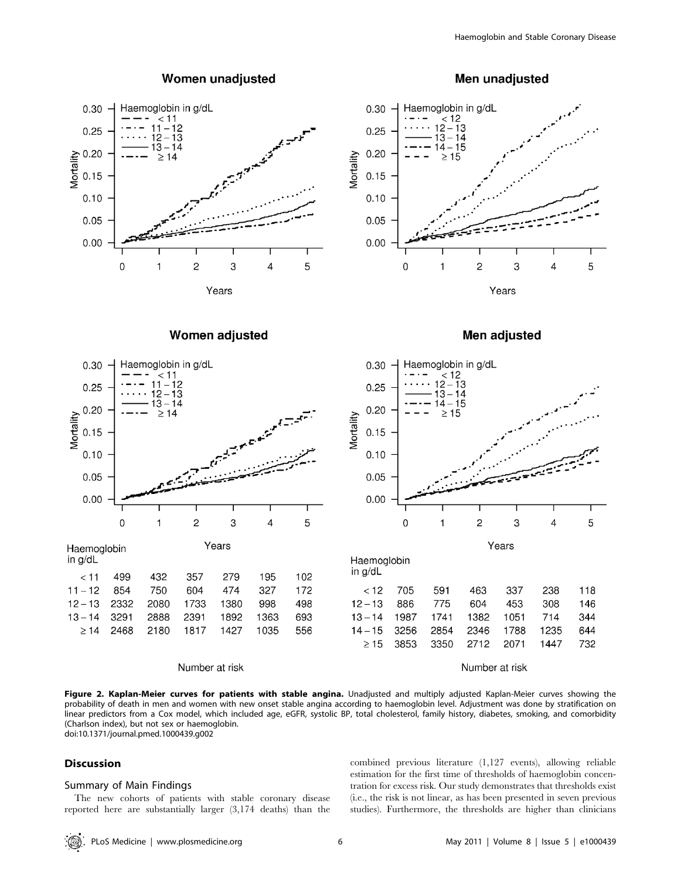| Haemoglobin in g/dL | | | | | | |
|---|---|---|---|---|---|---|
| < 11 | 499 | 432 | 357 | 279 | 195 | 102 |
| 11 – 12 | 854 | 750 | 604 | 474 | 327 | 172 |
| 12 – 13 | 2332 | 2080 | 1733 | 1380 | 998 | 498 |
| 13 – 14 | 3291 | 2888 | 2391 | 1892 | 1363 | 693 |
| ≥ 14 | 2468 | 2180 | 1817 | 1427 | 1035 | 556 |

Number at risk

| Haemoglobin in g/dL | | | | | | |
|---|---|---|---|---|---|---|
| < 12 | 705 | 591 | 463 | 337 | 238 | 118 |
| 12 – 13 | 886 | 775 | 604 | 453 | 308 | 146 |
| 13 – 14 | 1987 | 1741 | 1382 | 1051 | 714 | 344 |
| 14 – 15 | 3256 | 2854 | 2346 | 1788 | 1235 | 644 |
| ≥ 15 | 3853 | 3350 | 2712 | 2071 | 1447 | 732 |

Number at risk

**Figure 2. Kaplan-Meier curves for patients with stable angina.** Unadjusted and multiply adjusted Kaplan-Meier curves showing the probability of death in men and women with new onset stable angina according to haemoglobin level. Adjustment was done by stratification on linear predictors from a Cox model, which included age, eGFR, systolic BP, total cholesterol, family history, diabetes, smoking, and comorbidity (Charlson index), but not sex or haemoglobin.
doi:10.1371/journal.pmed.1000439.g002

## Discussion

### Summary of Main Findings

The new cohorts of patients with stable coronary disease reported here are substantially larger (3,174 deaths) than the combined previous literature (1,127 events), allowing reliable estimation for the first time of thresholds of haemoglobin concentration for excess risk. Our study demonstrates that thresholds exist (i.e., the risk is not linear, as has been presented in seven previous studies). Furthermore, the thresholds are higher than clinicians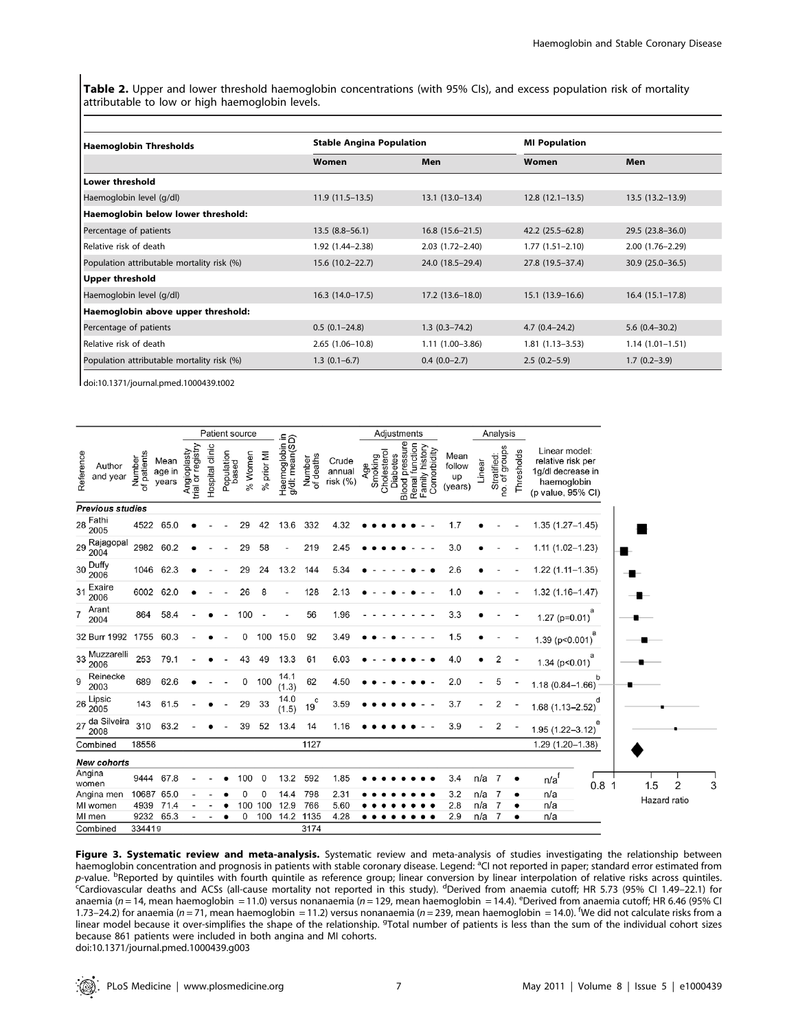**Table 2.** Upper and lower threshold haemoglobin concentrations (with 95% CIs), and excess population risk of mortality attributable to low or high haemoglobin levels.

| Haemoglobin Thresholds | Stable Angina Population | | MI Population | |
|---|---|---|---|---|
| | Women | Men | Women | Men |
| **Lower threshold** | | | | |
| Haemoglobin level (g/dl) | 11.9 (11.5–13.5) | 13.1 (13.0–13.4) | 12.8 (12.1–13.5) | 13.5 (13.2–13.9) |
| **Haemoglobin below lower threshold:** | | | | |
| Percentage of patients | 13.5 (8.8–56.1) | 16.8 (15.6–21.5) | 42.2 (25.5–62.8) | 29.5 (23.8–36.0) |
| Relative risk of death | 1.92 (1.44–2.38) | 2.03 (1.72–2.40) | 1.77 (1.51–2.10) | 2.00 (1.76–2.29) |
| Population attributable mortality risk (%) | 15.6 (10.2–22.7) | 24.0 (18.5–29.4) | 27.8 (19.5–37.4) | 30.9 (25.0–36.5) |
| **Upper threshold** | | | | |
| Haemoglobin level (g/dl) | 16.3 (14.0–17.5) | 17.2 (13.6–18.0) | 15.1 (13.9–16.6) | 16.4 (15.1–17.8) |
| **Haemoglobin above upper threshold:** | | | | |
| Percentage of patients | 0.5 (0.1–24.8) | 1.3 (0.3–74.2) | 4.7 (0.4–24.2) | 5.6 (0.4–30.2) |
| Relative risk of death | 2.65 (1.06–10.8) | 1.11 (1.00–3.86) | 1.81 (1.13–3.53) | 1.14 (1.01–1.51) |
| Population attributable mortality risk (%) | 1.3 (0.1–6.7) | 0.4 (0.0–2.7) | 2.5 (0.2–5.9) | 1.7 (0.2–3.9) |

doi:10.1371/journal.pmed.1000439.t002

| Reference | Author and year | Number of patients | Mean age in years | Angioplasty trial or registry | Hospital clinic | Population based | % Women | % prior MI | Haemoglobin in g/dl: mean(SD) | Number of deaths | Crude annual risk (%) | Age | Smoking | Cholesterol | Diabetes | Blood pressure | Renal function | Family history | Comorbidity | Mean follow up (years) | Linear | Stratified: no. of groups | Thresholds | Linear model: relative risk per 1g/dl decrease in haemoglobin (p value, 95% CI) |
|---|---|---|---|---|---|---|---|---|---|---|---|---|---|---|---|---|---|---|---|---|---|---|---|---|
| ***Previous studies*** | | | | | | | | | | | | | | | | | | | | | | | | |
| 28 | Fathi 2005 | 4522 | 65.0 | • | - | - | 29 | 42 | 13.6 | 332 | 4.32 | • | • | • | • | • | • | - | - | 1.7 | • | - | - | 1.35 (1.27–1.45) |
| 29 | Rajagopal 2004 | 2982 | 60.2 | • | - | - | 29 | 58 | - | 219 | 2.45 | • | • | • | • | • | - | - | - | 3.0 | • | - | - | 1.11 (1.02–1.23) |
| 30 | Duffy 2006 | 1046 | 62.3 | • | - | - | 29 | 24 | 13.2 | 144 | 5.34 | • | - | - | - | - | • | - | • | 2.6 | • | - | - | 1.22 (1.11–1.35) |
| 31 | Exaire 2006 | 6002 | 62.0 | • | - | - | 26 | 8 | - | 128 | 2.13 | • | - | - | • | - | • | - | - | 1.0 | • | - | - | 1.32 (1.16–1.47) |
| 7 | Arant 2004 | 864 | 58.4 | - | • | - | 100 | - | - | 56 | 1.96 | - | - | - | - | - | - | - | - | 3.3 | • | - | - | 1.27 (p=0.01)[a] |
| 32 | Burr 1992 | 1755 | 60.3 | - | • | - | 0 | 100 | 15.0 | 92 | 3.49 | • | • | - | • | - | - | - | - | 1.5 | • | - | - | 1.39 (p<0.001)[a] |
| 33 | Muzzarelli 2006 | 253 | 79.1 | - | • | - | 43 | 49 | 13.3 | 61 | 6.03 | • | - | - | • | • | • | - | • | 4.0 | • | 2 | - | 1.34 (p<0.01)[a] |
| 9 | Reinecke 2003 | 689 | 62.6 | • | - | - | 0 | 100 | 14.1 (1.3) | 62 | 4.50 | • | • | - | • | - | • | • | - | 2.0 | - | 5 | - | 1.18 (0.84–1.66)[b] |
| 26 | Lipsic 2005 | 143 | 61.5 | - | • | - | 29 | 33 | 14.0 (1.5) | 19[c] | 3.59 | • | • | • | • | • | • | - | - | 3.7 | - | 2 | - | 1.68 (1.13–2.52)[d] |
| 27 | da Silveira 2008 | 310 | 63.2 | - | • | - | 39 | 52 | 13.4 | 14 | 1.16 | • | • | • | • | • | • | - | - | 3.9 | - | 2 | - | 1.95 (1.22–3.12)[e] |
| | Combined | 18556 | | | | | | | | 1127 | | | | | | | | | | | | | | 1.29 (1.20–1.38) |
| ***New cohorts*** | | | | | | | | | | | | | | | | | | | | | | | | |
| | Angina women | 9444 | 67.8 | - | - | • | 100 | 0 | 13.2 | 592 | 1.85 | • | • | • | • | • | • | • | • | 3.4 | n/a | 7 | • | n/a[f] |
| | Angina men | 10687 | 65.0 | - | - | • | 0 | 0 | 14.4 | 798 | 2.31 | • | • | • | • | • | • | • | • | 3.2 | n/a | 7 | • | n/a |
| | MI women | 4939 | 71.4 | - | - | • | 100 | 100 | 12.9 | 766 | 5.60 | • | • | • | • | • | • | • | • | 2.8 | n/a | 7 | • | n/a |
| | MI men | 9232 | 65.3 | - | - | • | 0 | 100 | 14.2 | 1135 | 4.28 | • | • | • | • | • | • | • | • | 2.9 | n/a | 7 | • | n/a |
| | Combined | 33441[g] | | | | | | | | 3174 | | | | | | | | | | | | | | |

**Figure 3. Systematic review and meta-analysis.** Systematic review and meta-analysis of studies investigating the relationship between haemoglobin concentration and prognosis in patients with stable coronary disease. Legend: [a]CI not reported in paper; standard error estimated from *p*-value. [b]Reported by quintiles with fourth quintile as reference group; linear conversion by linear interpolation of relative risks across quintiles. [c]Cardiovascular deaths and ACSs (all-cause mortality not reported in this study). [d]Derived from anaemia cutoff; HR 5.73 (95% CI 1.49–22.1) for anaemia ($n = 14$, mean haemoglobin = 11.0) versus nonanaemia ($n = 129$, mean haemoglobin = 14.4). [e]Derived from anaemia cutoff; HR 6.46 (95% CI 1.73–24.2) for anaemia ($n = 71$, mean haemoglobin = 11.2) versus nonanaemia ($n = 239$, mean haemoglobin = 14.0). [f]We did not calculate risks from a linear model because it over-simplifies the shape of the relationship. [g]Total number of patients is less than the sum of the individual cohort sizes because 861 patients were included in both angina and MI cohorts.
doi:10.1371/journal.pmed.1000439.g003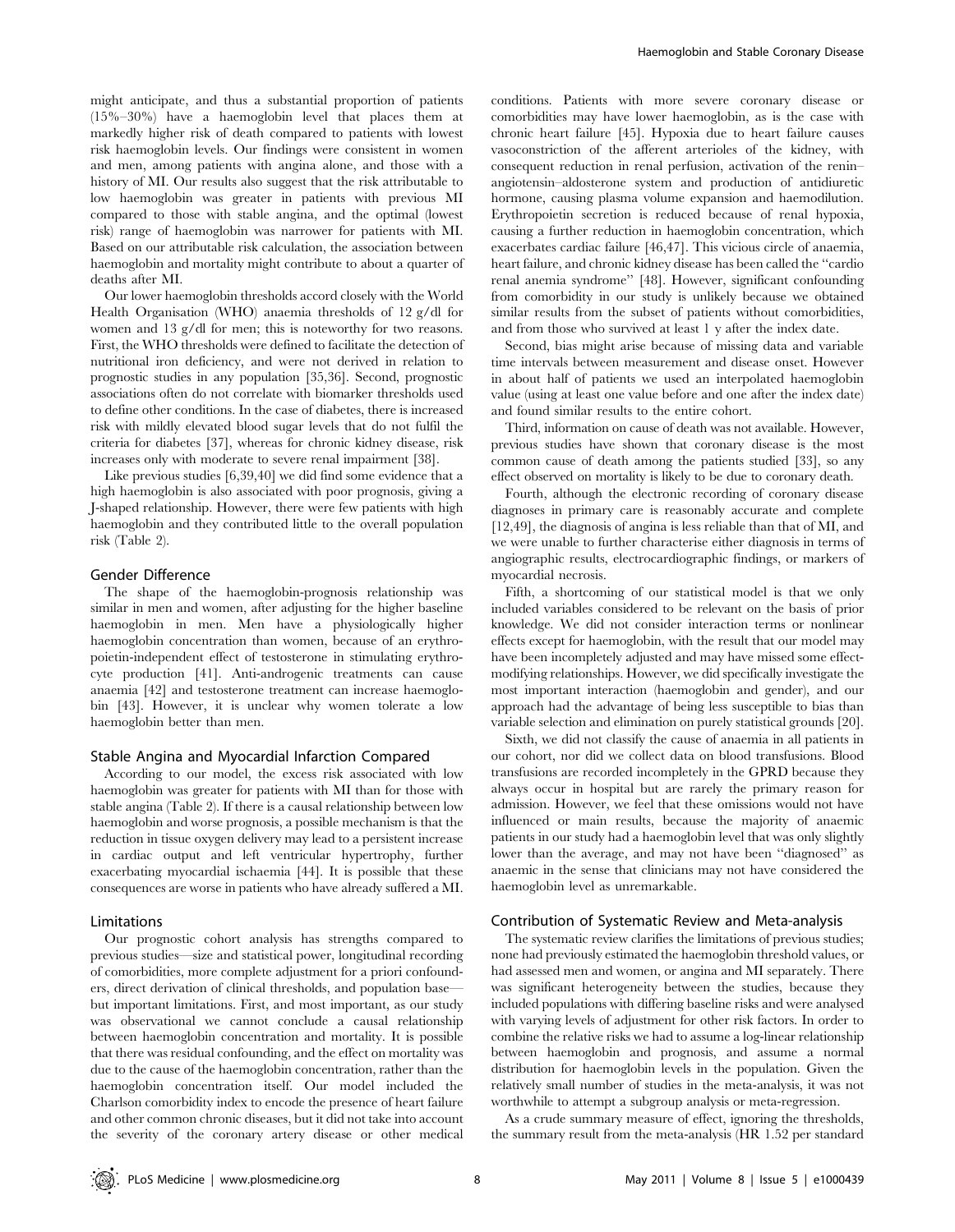might anticipate, and thus a substantial proportion of patients (15%–30%) have a haemoglobin level that places them at markedly higher risk of death compared to patients with lowest risk haemoglobin levels. Our findings were consistent in women and men, among patients with angina alone, and those with a history of MI. Our results also suggest that the risk attributable to low haemoglobin was greater in patients with previous MI compared to those with stable angina, and the optimal (lowest risk) range of haemoglobin was narrower for patients with MI. Based on our attributable risk calculation, the association between haemoglobin and mortality might contribute to about a quarter of deaths after MI.

Our lower haemoglobin thresholds accord closely with the World Health Organisation (WHO) anaemia thresholds of 12 g/dl for women and 13 g/dl for men; this is noteworthy for two reasons. First, the WHO thresholds were defined to facilitate the detection of nutritional iron deficiency, and were not derived in relation to prognostic studies in any population [35,36]. Second, prognostic associations often do not correlate with biomarker thresholds used to define other conditions. In the case of diabetes, there is increased risk with mildly elevated blood sugar levels that do not fulfil the criteria for diabetes [37], whereas for chronic kidney disease, risk increases only with moderate to severe renal impairment [38].

Like previous studies [6,39,40] we did find some evidence that a high haemoglobin is also associated with poor prognosis, giving a J-shaped relationship. However, there were few patients with high haemoglobin and they contributed little to the overall population risk (Table 2).

## Gender Difference

The shape of the haemoglobin-prognosis relationship was similar in men and women, after adjusting for the higher baseline haemoglobin in men. Men have a physiologically higher haemoglobin concentration than women, because of an erythropoietin-independent effect of testosterone in stimulating erythrocyte production [41]. Anti-androgenic treatments can cause anaemia [42] and testosterone treatment can increase haemoglobin [43]. However, it is unclear why women tolerate a low haemoglobin better than men.

## Stable Angina and Myocardial Infarction Compared

According to our model, the excess risk associated with low haemoglobin was greater for patients with MI than for those with stable angina (Table 2). If there is a causal relationship between low haemoglobin and worse prognosis, a possible mechanism is that the reduction in tissue oxygen delivery may lead to a persistent increase in cardiac output and left ventricular hypertrophy, further exacerbating myocardial ischaemia [44]. It is possible that these consequences are worse in patients who have already suffered a MI.

## Limitations

Our prognostic cohort analysis has strengths compared to previous studies—size and statistical power, longitudinal recording of comorbidities, more complete adjustment for a priori confounders, direct derivation of clinical thresholds, and population base—but important limitations. First, and most important, as our study was observational we cannot conclude a causal relationship between haemoglobin concentration and mortality. It is possible that there was residual confounding, and the effect on mortality was due to the cause of the haemoglobin concentration, rather than the haemoglobin concentration itself. Our model included the Charlson comorbidity index to encode the presence of heart failure and other common chronic diseases, but it did not take into account the severity of the coronary artery disease or other medical conditions. Patients with more severe coronary disease or comorbidities may have lower haemoglobin, as is the case with chronic heart failure [45]. Hypoxia due to heart failure causes vasoconstriction of the afferent arterioles of the kidney, with consequent reduction in renal perfusion, activation of the renin–angiotensin–aldosterone system and production of antidiuretic hormone, causing plasma volume expansion and haemodilution. Erythropoietin secretion is reduced because of renal hypoxia, causing a further reduction in haemoglobin concentration, which exacerbates cardiac failure [46,47]. This vicious circle of anaemia, heart failure, and chronic kidney disease has been called the "cardio renal anemia syndrome" [48]. However, significant confounding from comorbidity in our study is unlikely because we obtained similar results from the subset of patients without comorbidities, and from those who survived at least 1 y after the index date.

Second, bias might arise because of missing data and variable time intervals between measurement and disease onset. However in about half of patients we used an interpolated haemoglobin value (using at least one value before and one after the index date) and found similar results to the entire cohort.

Third, information on cause of death was not available. However, previous studies have shown that coronary disease is the most common cause of death among the patients studied [33], so any effect observed on mortality is likely to be due to coronary death.

Fourth, although the electronic recording of coronary disease diagnoses in primary care is reasonably accurate and complete [12,49], the diagnosis of angina is less reliable than that of MI, and we were unable to further characterise either diagnosis in terms of angiographic results, electrocardiographic findings, or markers of myocardial necrosis.

Fifth, a shortcoming of our statistical model is that we only included variables considered to be relevant on the basis of prior knowledge. We did not consider interaction terms or nonlinear effects except for haemoglobin, with the result that our model may have been incompletely adjusted and may have missed some effect-modifying relationships. However, we did specifically investigate the most important interaction (haemoglobin and gender), and our approach had the advantage of being less susceptible to bias than variable selection and elimination on purely statistical grounds [20].

Sixth, we did not classify the cause of anaemia in all patients in our cohort, nor did we collect data on blood transfusions. Blood transfusions are recorded incompletely in the GPRD because they always occur in hospital but are rarely the primary reason for admission. However, we feel that these omissions would not have influenced or main results, because the majority of anaemic patients in our study had a haemoglobin level that was only slightly lower than the average, and may not have been "diagnosed" as anaemic in the sense that clinicians may not have considered the haemoglobin level as unremarkable.

## Contribution of Systematic Review and Meta-analysis

The systematic review clarifies the limitations of previous studies; none had previously estimated the haemoglobin threshold values, or had assessed men and women, or angina and MI separately. There was significant heterogeneity between the studies, because they included populations with differing baseline risks and were analysed with varying levels of adjustment for other risk factors. In order to combine the relative risks we had to assume a log-linear relationship between haemoglobin and prognosis, and assume a normal distribution for haemoglobin levels in the population. Given the relatively small number of studies in the meta-analysis, it was not worthwhile to attempt a subgroup analysis or meta-regression.

As a crude summary measure of effect, ignoring the thresholds, the summary result from the meta-analysis (HR 1.52 per standard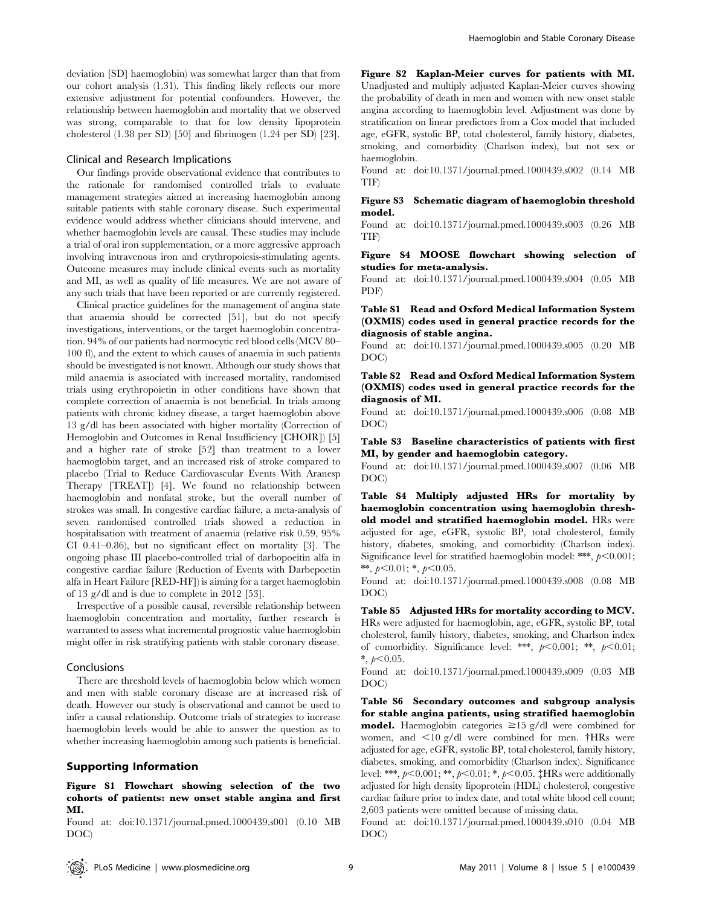deviation [SD] haemoglobin) was somewhat larger than that from our cohort analysis (1.31). This finding likely reflects our more extensive adjustment for potential confounders. However, the relationship between haemoglobin and mortality that we observed was strong, comparable to that for low density lipoprotein cholesterol (1.38 per SD) [50] and fibrinogen (1.24 per SD) [23].

### Clinical and Research Implications

Our findings provide observational evidence that contributes to the rationale for randomised controlled trials to evaluate management strategies aimed at increasing haemoglobin among suitable patients with stable coronary disease. Such experimental evidence would address whether clinicians should intervene, and whether haemoglobin levels are causal. These studies may include a trial of oral iron supplementation, or a more aggressive approach involving intravenous iron and erythropoiesis-stimulating agents. Outcome measures may include clinical events such as mortality and MI, as well as quality of life measures. We are not aware of any such trials that have been reported or are currently registered.

Clinical practice guidelines for the management of angina state that anaemia should be corrected [51], but do not specify investigations, interventions, or the target haemoglobin concentration. 94% of our patients had normocytic red blood cells (MCV 80–100 fl), and the extent to which causes of anaemia in such patients should be investigated is not known. Although our study shows that mild anaemia is associated with increased mortality, randomised trials using erythropoietin in other conditions have shown that complete correction of anaemia is not beneficial. In trials among patients with chronic kidney disease, a target haemoglobin above 13 g/dl has been associated with higher mortality (Correction of Hemoglobin and Outcomes in Renal Insufficiency [CHOIR]) [5] and a higher rate of stroke [52] than treatment to a lower haemoglobin target, and an increased risk of stroke compared to placebo (Trial to Reduce Cardiovascular Events With Aranesp Therapy [TREAT]) [4]. We found no relationship between haemoglobin and nonfatal stroke, but the overall number of strokes was small. In congestive cardiac failure, a meta-analysis of seven randomised controlled trials showed a reduction in hospitalisation with treatment of anaemia (relative risk 0.59, 95% CI 0.41–0.86), but no significant effect on mortality [3]. The ongoing phase III placebo-controlled trial of darbopoeitin alfa in congestive cardiac failure (Reduction of Events with Darbepoetin alfa in Heart Failure [RED-HF]) is aiming for a target haemoglobin of 13 g/dl and is due to complete in 2012 [53].

Irrespective of a possible causal, reversible relationship between haemoglobin concentration and mortality, further research is warranted to assess what incremental prognostic value haemoglobin might offer in risk stratifying patients with stable coronary disease.

### Conclusions

There are threshold levels of haemoglobin below which women and men with stable coronary disease are at increased risk of death. However our study is observational and cannot be used to infer a causal relationship. Outcome trials of strategies to increase haemoglobin levels would be able to answer the question as to whether increasing haemoglobin among such patients is beneficial.

## Supporting Information

**Figure S1 Flowchart showing selection of the two cohorts of patients: new onset stable angina and first MI.**

Found at: doi:10.1371/journal.pmed.1000439.s001 (0.10 MB DOC)

**Figure S2 Kaplan-Meier curves for patients with MI.** Unadjusted and multiply adjusted Kaplan-Meier curves showing the probability of death in men and women with new onset stable angina according to haemoglobin level. Adjustment was done by stratification on linear predictors from a Cox model that included age, eGFR, systolic BP, total cholesterol, family history, diabetes, smoking, and comorbidity (Charlson index), but not sex or haemoglobin.

Found at: doi:10.1371/journal.pmed.1000439.s002 (0.14 MB TIF)

**Figure S3 Schematic diagram of haemoglobin threshold model.**

Found at: doi:10.1371/journal.pmed.1000439.s003 (0.26 MB TIF)

**Figure S4 MOOSE flowchart showing selection of studies for meta-analysis.**

Found at: doi:10.1371/journal.pmed.1000439.s004 (0.05 MB PDF)

**Table S1 Read and Oxford Medical Information System (OXMIS) codes used in general practice records for the diagnosis of stable angina.**

Found at: doi:10.1371/journal.pmed.1000439.s005 (0.20 MB DOC)

**Table S2 Read and Oxford Medical Information System (OXMIS) codes used in general practice records for the diagnosis of MI.**

Found at: doi:10.1371/journal.pmed.1000439.s006 (0.08 MB DOC)

**Table S3 Baseline characteristics of patients with first MI, by gender and haemoglobin category.**

Found at: doi:10.1371/journal.pmed.1000439.s007 (0.06 MB DOC)

**Table S4 Multiply adjusted HRs for mortality by haemoglobin concentration using haemoglobin threshold model and stratified haemoglobin model.** HRs were adjusted for age, eGFR, systolic BP, total cholesterol, family history, diabetes, smoking, and comorbidity (Charlson index). Significance level for stratified haemoglobin model: ***, $p<0.001$; **, $p<0.01$; *, $p<0.05$.

Found at: doi:10.1371/journal.pmed.1000439.s008 (0.08 MB DOC)

**Table S5 Adjusted HRs for mortality according to MCV.** HRs were adjusted for haemoglobin, age, eGFR, systolic BP, total cholesterol, family history, diabetes, smoking, and Charlson index of comorbidity. Significance level: ***, $p<0.001$; **, $p<0.01$; *, $p<0.05$.

Found at: doi:10.1371/journal.pmed.1000439.s009 (0.03 MB DOC)

**Table S6 Secondary outcomes and subgroup analysis for stable angina patients, using stratified haemoglobin model.** Haemoglobin categories ≥15 g/dl were combined for women, and <10 g/dl were combined for men. †HRs were adjusted for age, eGFR, systolic BP, total cholesterol, family history, diabetes, smoking, and comorbidity (Charlson index). Significance level: ***, $p<0.001$; **, $p<0.01$; *, $p<0.05$. ‡HRs were additionally adjusted for high density lipoprotein (HDL) cholesterol, congestive cardiac failure prior to index date, and total white blood cell count; 2,603 patients were omitted because of missing data.

Found at: doi:10.1371/journal.pmed.1000439.s010 (0.04 MB DOC)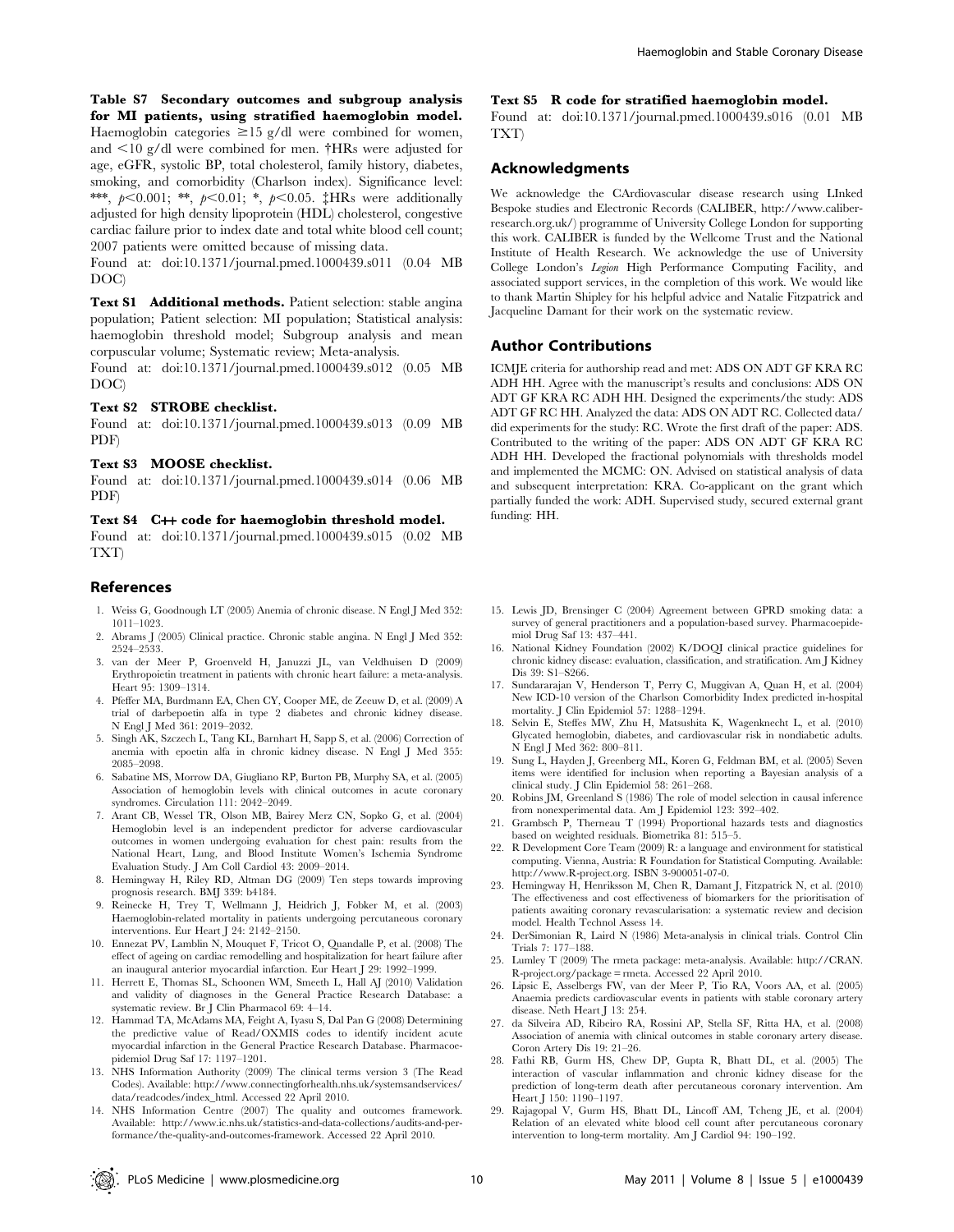**Table S7 Secondary outcomes and subgroup analysis for MI patients, using stratified haemoglobin model.** Haemoglobin categories ≥15 g/dl were combined for women, and <10 g/dl were combined for men. †HRs were adjusted for age, eGFR, systolic BP, total cholesterol, family history, diabetes, smoking, and comorbidity (Charlson index). Significance level: ***, $p<0.001$; **, $p<0.01$; *, $p<0.05$. ‡HRs were additionally adjusted for high density lipoprotein (HDL) cholesterol, congestive cardiac failure prior to index date and total white blood cell count; 2007 patients were omitted because of missing data.

Found at: doi:10.1371/journal.pmed.1000439.s011 (0.04 MB DOC)

**Text S1 Additional methods.** Patient selection: stable angina population; Patient selection: MI population; Statistical analysis: haemoglobin threshold model; Subgroup analysis and mean corpuscular volume; Systematic review; Meta-analysis.

Found at: doi:10.1371/journal.pmed.1000439.s012 (0.05 MB DOC)

**Text S2 STROBE checklist.**

Found at: doi:10.1371/journal.pmed.1000439.s013 (0.09 MB PDF)

**Text S3 MOOSE checklist.**

Found at: doi:10.1371/journal.pmed.1000439.s014 (0.06 MB PDF)

**Text S4 C++ code for haemoglobin threshold model.**

Found at: doi:10.1371/journal.pmed.1000439.s015 (0.02 MB TXT)

**Text S5 R code for stratified haemoglobin model.**

Found at: doi:10.1371/journal.pmed.1000439.s016 (0.01 MB TXT)

## Acknowledgments

We acknowledge the CArdiovascular disease research using LInked Bespoke studies and Electronic Records (CALIBER, http://www.caliberresearch.org.uk/) programme of University College London for supporting this work. CALIBER is funded by the Wellcome Trust and the National Institute of Health Research. We acknowledge the use of University College London's *Legion* High Performance Computing Facility, and associated support services, in the completion of this work. We would like to thank Martin Shipley for his helpful advice and Natalie Fitzpatrick and Jacqueline Damant for their work on the systematic review.

## Author Contributions

ICMJE criteria for authorship read and met: ADS ON ADT GF KRA RC ADH HH. Agree with the manuscript's results and conclusions: ADS ON ADT GF KRA RC ADH HH. Designed the experiments/the study: ADS ADT GF RC HH. Analyzed the data: ADS ON ADT RC. Collected data/did experiments for the study: RC. Wrote the first draft of the paper: ADS. Contributed to the writing of the paper: ADS ON ADT GF KRA RC ADH HH. Developed the fractional polynomials with thresholds model and implemented the MCMC: ON. Advised on statistical analysis of data and subsequent interpretation: KRA. Co-applicant on the grant which partially funded the work: ADH. Supervised study, secured external grant funding: HH.

## References

1. Weiss G, Goodnough LT (2005) Anemia of chronic disease. N Engl J Med 352: 1011–1023.
2. Abrams J (2005) Clinical practice. Chronic stable angina. N Engl J Med 352: 2524–2533.
3. van der Meer P, Groenveld H, Januzzi JL, van Veldhuisen D (2009) Erythropoietin treatment in patients with chronic heart failure: a meta-analysis. Heart 95: 1309–1314.
4. Pfeffer MA, Burdmann EA, Chen CY, Cooper ME, de Zeeuw D, et al. (2009) A trial of darbepoetin alfa in type 2 diabetes and chronic kidney disease. N Engl J Med 361: 2019–2032.
5. Singh AK, Szczech L, Tang KL, Barnhart H, Sapp S, et al. (2006) Correction of anemia with epoetin alfa in chronic kidney disease. N Engl J Med 355: 2085–2098.
6. Sabatine MS, Morrow DA, Giugliano RP, Burton PB, Murphy SA, et al. (2005) Association of hemoglobin levels with clinical outcomes in acute coronary syndromes. Circulation 111: 2042–2049.
7. Arant CB, Wessel TR, Olson MB, Bairey Merz CN, Sopko G, et al. (2004) Hemoglobin level is an independent predictor for adverse cardiovascular outcomes in women undergoing evaluation for chest pain: results from the National Heart, Lung, and Blood Institute Women's Ischemia Syndrome Evaluation Study. J Am Coll Cardiol 43: 2009–2014.
8. Hemingway H, Riley RD, Altman DG (2009) Ten steps towards improving prognosis research. BMJ 339: b4184.
9. Reinecke H, Trey T, Wellmann J, Heidrich J, Fobker M, et al. (2003) Haemoglobin-related mortality in patients undergoing percutaneous coronary interventions. Eur Heart J 24: 2142–2150.
10. Ennezat PV, Lamblin N, Mouquet F, Tricot O, Quandalle P, et al. (2008) The effect of ageing on cardiac remodelling and hospitalization for heart failure after an inaugural anterior myocardial infarction. Eur Heart J 29: 1992–1999.
11. Herrett E, Thomas SL, Schoonen WM, Smeeth L, Hall AJ (2010) Validation and validity of diagnoses in the General Practice Research Database: a systematic review. Br J Clin Pharmacol 69: 4–14.
12. Hammad TA, McAdams MA, Feight A, Iyasu S, Dal Pan G (2008) Determining the predictive value of Read/OXMIS codes to identify incident acute myocardial infarction in the General Practice Research Database. Pharmacoepidemiol Drug Saf 17: 1197–1201.
13. NHS Information Authority (2009) The clinical terms version 3 (The Read Codes). Available: http://www.connectingforhealth.nhs.uk/systemsandservices/data/readcodes/index_html. Accessed 22 April 2010.
14. NHS Information Centre (2007) The quality and outcomes framework. Available: http://www.ic.nhs.uk/statistics-and-data-collections/audits-and-performance/the-quality-and-outcomes-framework. Accessed 22 April 2010.
15. Lewis JD, Brensinger C (2004) Agreement between GPRD smoking data: a survey of general practitioners and a population-based survey. Pharmacoepidemiol Drug Saf 13: 437–441.
16. National Kidney Foundation (2002) K/DOQI clinical practice guidelines for chronic kidney disease: evaluation, classification, and stratification. Am J Kidney Dis 39: S1–S266.
17. Sundararajan V, Henderson T, Perry C, Muggivan A, Quan H, et al. (2004) New ICD-10 version of the Charlson Comorbidity Index predicted in-hospital mortality. J Clin Epidemiol 57: 1288–1294.
18. Selvin E, Steffes MW, Zhu H, Matsushita K, Wagenknecht L, et al. (2010) Glycated hemoglobin, diabetes, and cardiovascular risk in nondiabetic adults. N Engl J Med 362: 800–811.
19. Sung L, Hayden J, Greenberg ML, Koren G, Feldman BM, et al. (2005) Seven items were identified for inclusion when reporting a Bayesian analysis of a clinical study. J Clin Epidemiol 58: 261–268.
20. Robins JM, Greenland S (1986) The role of model selection in causal inference from nonexperimental data. Am J Epidemiol 123: 392–402.
21. Grambsch P, Therneau T (1994) Proportional hazards tests and diagnostics based on weighted residuals. Biometrika 81: 515–5.
22. R Development Core Team (2009) R: a language and environment for statistical computing. Vienna, Austria: R Foundation for Statistical Computing. Available: http://www.R-project.org. ISBN 3-900051-07-0.
23. Hemingway H, Henriksson M, Chen R, Damant J, Fitzpatrick N, et al. (2010) The effectiveness and cost effectiveness of biomarkers for the prioritisation of patients awaiting coronary revascularisation: a systematic review and decision model. Health Technol Assess 14.
24. DerSimonian R, Laird N (1986) Meta-analysis in clinical trials. Control Clin Trials 7: 177–188.
25. Lumley T (2009) The rmeta package: meta-analysis. Available: http://CRAN.R-project.org/package=rmeta. Accessed 22 April 2010.
26. Lipsic E, Asselbergs FW, van der Meer P, Tio RA, Voors AA, et al. (2005) Anaemia predicts cardiovascular events in patients with stable coronary artery disease. Neth Heart J 13: 254.
27. da Silveira AD, Ribeiro RA, Rossini AP, Stella SF, Ritta HA, et al. (2008) Association of anemia with clinical outcomes in stable coronary artery disease. Coron Artery Dis 19: 21–26.
28. Fathi RB, Gurm HS, Chew DP, Gupta R, Bhatt DL, et al. (2005) The interaction of vascular inflammation and chronic kidney disease for the prediction of long-term death after percutaneous coronary intervention. Am Heart J 150: 1190–1197.
29. Rajagopal V, Gurm HS, Bhatt DL, Lincoff AM, Tcheng JE, et al. (2004) Relation of an elevated white blood cell count after percutaneous coronary intervention to long-term mortality. Am J Cardiol 94: 190–192.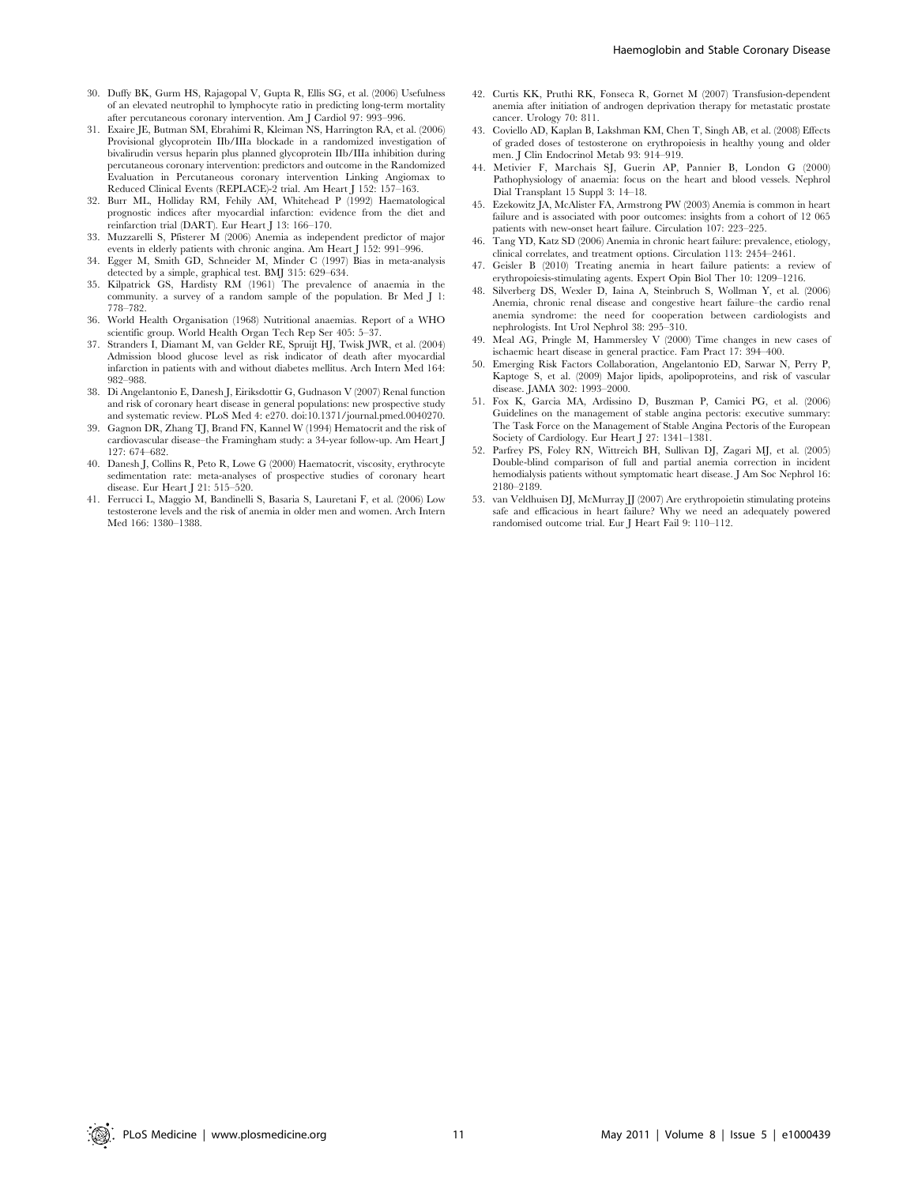30. Duffy BK, Gurm HS, Rajagopal V, Gupta R, Ellis SG, et al. (2006) Usefulness of an elevated neutrophil to lymphocyte ratio in predicting long-term mortality after percutaneous coronary intervention. Am J Cardiol 97: 993–996.
31. Exaire JE, Butman SM, Ebrahimi R, Kleiman NS, Harrington RA, et al. (2006) Provisional glycoprotein IIb/IIIa blockade in a randomized investigation of bivalirudin versus heparin plus planned glycoprotein IIb/IIIa inhibition during percutaneous coronary intervention: predictors and outcome in the Randomized Evaluation in Percutaneous coronary intervention Linking Angiomax to Reduced Clinical Events (REPLACE)-2 trial. Am Heart J 152: 157–163.
32. Burr ML, Holliday RM, Fehily AM, Whitehead P (1992) Haematological prognostic indices after myocardial infarction: evidence from the diet and reinfarction trial (DART). Eur Heart J 13: 166–170.
33. Muzzarelli S, Pfisterer M (2006) Anemia as independent predictor of major events in elderly patients with chronic angina. Am Heart J 152: 991–996.
34. Egger M, Smith GD, Schneider M, Minder C (1997) Bias in meta-analysis detected by a simple, graphical test. BMJ 315: 629–634.
35. Kilpatrick GS, Hardisty RM (1961) The prevalence of anaemia in the community. a survey of a random sample of the population. Br Med J 1: 778–782.
36. World Health Organisation (1968) Nutritional anaemias. Report of a WHO scientific group. World Health Organ Tech Rep Ser 405: 5–37.
37. Stranders I, Diamant M, van Gelder RE, Spruijt HJ, Twisk JWR, et al. (2004) Admission blood glucose level as risk indicator of death after myocardial infarction in patients with and without diabetes mellitus. Arch Intern Med 164: 982–988.
38. Di Angelantonio E, Danesh J, Eiriksdottir G, Gudnason V (2007) Renal function and risk of coronary heart disease in general populations: new prospective study and systematic review. PLoS Med 4: e270. doi:10.1371/journal.pmed.0040270.
39. Gagnon DR, Zhang TJ, Brand FN, Kannel W (1994) Hematocrit and the risk of cardiovascular disease–the Framingham study: a 34-year follow-up. Am Heart J 127: 674–682.
40. Danesh J, Collins R, Peto R, Lowe G (2000) Haematocrit, viscosity, erythrocyte sedimentation rate: meta-analyses of prospective studies of coronary heart disease. Eur Heart J 21: 515–520.
41. Ferrucci L, Maggio M, Bandinelli S, Basaria S, Lauretani F, et al. (2006) Low testosterone levels and the risk of anemia in older men and women. Arch Intern Med 166: 1380–1388.
42. Curtis KK, Pruthi RK, Fonseca R, Gornet M (2007) Transfusion-dependent anemia after initiation of androgen deprivation therapy for metastatic prostate cancer. Urology 70: 811.
43. Coviello AD, Kaplan B, Lakshman KM, Chen T, Singh AB, et al. (2008) Effects of graded doses of testosterone on erythropoiesis in healthy young and older men. J Clin Endocrinol Metab 93: 914–919.
44. Metivier F, Marchais SJ, Guerin AP, Pannier B, London G (2000) Pathophysiology of anaemia: focus on the heart and blood vessels. Nephrol Dial Transplant 15 Suppl 3: 14–18.
45. Ezekowitz JA, McAlister FA, Armstrong PW (2003) Anemia is common in heart failure and is associated with poor outcomes: insights from a cohort of 12 065 patients with new-onset heart failure. Circulation 107: 223–225.
46. Tang YD, Katz SD (2006) Anemia in chronic heart failure: prevalence, etiology, clinical correlates, and treatment options. Circulation 113: 2454–2461.
47. Geisler B (2010) Treating anemia in heart failure patients: a review of erythropoiesis-stimulating agents. Expert Opin Biol Ther 10: 1209–1216.
48. Silverberg DS, Wexler D, Iaina A, Steinbruch S, Wollman Y, et al. (2006) Anemia, chronic renal disease and congestive heart failure–the cardio renal anemia syndrome: the need for cooperation between cardiologists and nephrologists. Int Urol Nephrol 38: 295–310.
49. Meal AG, Pringle M, Hammersley V (2000) Time changes in new cases of ischaemic heart disease in general practice. Fam Pract 17: 394–400.
50. Emerging Risk Factors Collaboration, Angelantonio ED, Sarwar N, Perry P, Kaptoge S, et al. (2009) Major lipids, apolipoproteins, and risk of vascular disease. JAMA 302: 1993–2000.
51. Fox K, Garcia MA, Ardissino D, Buszman P, Camici PG, et al. (2006) Guidelines on the management of stable angina pectoris: executive summary: The Task Force on the Management of Stable Angina Pectoris of the European Society of Cardiology. Eur Heart J 27: 1341–1381.
52. Parfrey PS, Foley RN, Wittreich BH, Sullivan DJ, Zagari MJ, et al. (2005) Double-blind comparison of full and partial anemia correction in incident hemodialysis patients without symptomatic heart disease. J Am Soc Nephrol 16: 2180–2189.
53. van Veldhuisen DJ, McMurray JJ (2007) Are erythropoietin stimulating proteins safe and efficacious in heart failure? Why we need an adequately powered randomised outcome trial. Eur J Heart Fail 9: 110–112.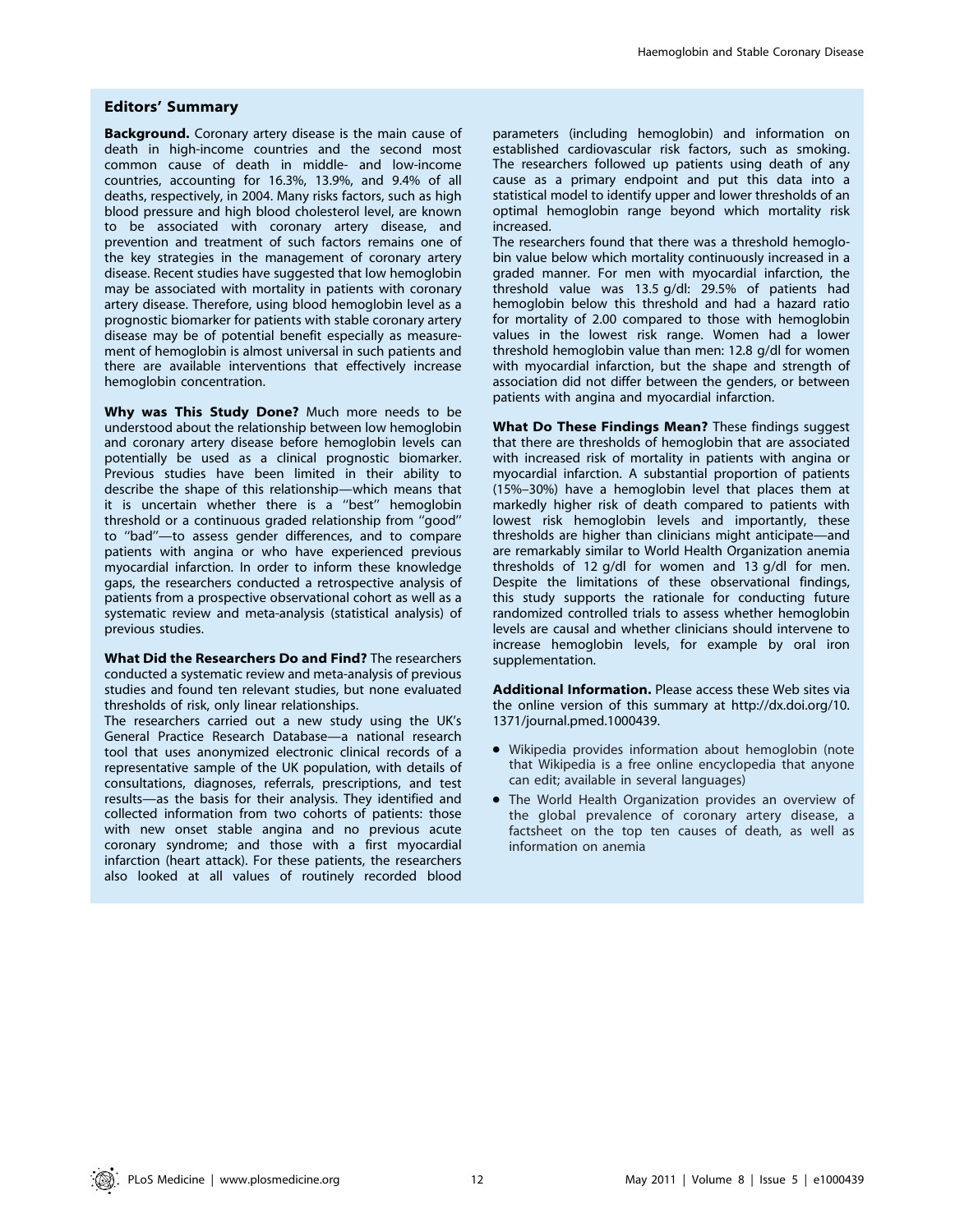## Editors' Summary

**Background.** Coronary artery disease is the main cause of death in high-income countries and the second most common cause of death in middle- and low-income countries, accounting for 16.3%, 13.9%, and 9.4% of all deaths, respectively, in 2004. Many risks factors, such as high blood pressure and high blood cholesterol level, are known to be associated with coronary artery disease, and prevention and treatment of such factors remains one of the key strategies in the management of coronary artery disease. Recent studies have suggested that low hemoglobin may be associated with mortality in patients with coronary artery disease. Therefore, using blood hemoglobin level as a prognostic biomarker for patients with stable coronary artery disease may be of potential benefit especially as measurement of hemoglobin is almost universal in such patients and there are available interventions that effectively increase hemoglobin concentration.

**Why was This Study Done?** Much more needs to be understood about the relationship between low hemoglobin and coronary artery disease before hemoglobin levels can potentially be used as a clinical prognostic biomarker. Previous studies have been limited in their ability to describe the shape of this relationship—which means that it is uncertain whether there is a "best" hemoglobin threshold or a continuous graded relationship from "good" to "bad"—to assess gender differences, and to compare patients with angina or who have experienced previous myocardial infarction. In order to inform these knowledge gaps, the researchers conducted a retrospective analysis of patients from a prospective observational cohort as well as a systematic review and meta-analysis (statistical analysis) of previous studies.

**What Did the Researchers Do and Find?** The researchers conducted a systematic review and meta-analysis of previous studies and found ten relevant studies, but none evaluated thresholds of risk, only linear relationships.

The researchers carried out a new study using the UK's General Practice Research Database—a national research tool that uses anonymized electronic clinical records of a representative sample of the UK population, with details of consultations, diagnoses, referrals, prescriptions, and test results—as the basis for their analysis. They identified and collected information from two cohorts of patients: those with new onset stable angina and no previous acute coronary syndrome; and those with a first myocardial infarction (heart attack). For these patients, the researchers also looked at all values of routinely recorded blood parameters (including hemoglobin) and information on established cardiovascular risk factors, such as smoking. The researchers followed up patients using death of any cause as a primary endpoint and put this data into a statistical model to identify upper and lower thresholds of an optimal hemoglobin range beyond which mortality risk increased.

The researchers found that there was a threshold hemoglobin value below which mortality continuously increased in a graded manner. For men with myocardial infarction, the threshold value was 13.5 g/dl: 29.5% of patients had hemoglobin below this threshold and had a hazard ratio for mortality of 2.00 compared to those with hemoglobin values in the lowest risk range. Women had a lower threshold hemoglobin value than men: 12.8 g/dl for women with myocardial infarction, but the shape and strength of association did not differ between the genders, or between patients with angina and myocardial infarction.

**What Do These Findings Mean?** These findings suggest that there are thresholds of hemoglobin that are associated with increased risk of mortality in patients with angina or myocardial infarction. A substantial proportion of patients (15%–30%) have a hemoglobin level that places them at markedly higher risk of death compared to patients with lowest risk hemoglobin levels and importantly, these thresholds are higher than clinicians might anticipate—and are remarkably similar to World Health Organization anemia thresholds of 12 g/dl for women and 13 g/dl for men. Despite the limitations of these observational findings, this study supports the rationale for conducting future randomized controlled trials to assess whether hemoglobin levels are causal and whether clinicians should intervene to increase hemoglobin levels, for example by oral iron supplementation.

**Additional Information.** Please access these Web sites via the online version of this summary at http://dx.doi.org/10.1371/journal.pmed.1000439.

- Wikipedia provides information about hemoglobin (note that Wikipedia is a free online encyclopedia that anyone can edit; available in several languages)
- The World Health Organization provides an overview of the global prevalence of coronary artery disease, a factsheet on the top ten causes of death, as well as information on anemia